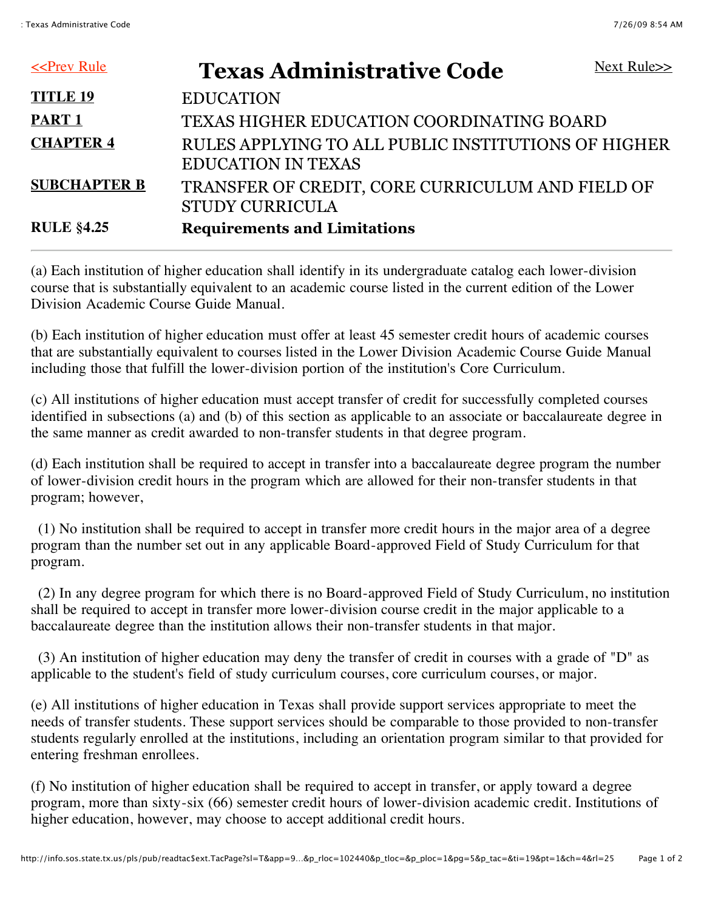<<Prev Rule

# Texas Administrative Code

Next Rule>>

| | |
|---|---|
| **TITLE 19** | EDUCATION |
| **PART 1** | TEXAS HIGHER EDUCATION COORDINATING BOARD |
| **CHAPTER 4** | RULES APPLYING TO ALL PUBLIC INSTITUTIONS OF HIGHER EDUCATION IN TEXAS |
| **SUBCHAPTER B** | TRANSFER OF CREDIT, CORE CURRICULUM AND FIELD OF STUDY CURRICULA |
| **RULE §4.25** | **Requirements and Limitations** |

---

(a) Each institution of higher education shall identify in its undergraduate catalog each lower-division course that is substantially equivalent to an academic course listed in the current edition of the Lower Division Academic Course Guide Manual.

(b) Each institution of higher education must offer at least 45 semester credit hours of academic courses that are substantially equivalent to courses listed in the Lower Division Academic Course Guide Manual including those that fulfill the lower-division portion of the institution's Core Curriculum.

(c) All institutions of higher education must accept transfer of credit for successfully completed courses identified in subsections (a) and (b) of this section as applicable to an associate or baccalaureate degree in the same manner as credit awarded to non-transfer students in that degree program.

(d) Each institution shall be required to accept in transfer into a baccalaureate degree program the number of lower-division credit hours in the program which are allowed for their non-transfer students in that program; however,

(1) No institution shall be required to accept in transfer more credit hours in the major area of a degree program than the number set out in any applicable Board-approved Field of Study Curriculum for that program.

(2) In any degree program for which there is no Board-approved Field of Study Curriculum, no institution shall be required to accept in transfer more lower-division course credit in the major applicable to a baccalaureate degree than the institution allows their non-transfer students in that major.

(3) An institution of higher education may deny the transfer of credit in courses with a grade of "D" as applicable to the student's field of study curriculum courses, core curriculum courses, or major.

(e) All institutions of higher education in Texas shall provide support services appropriate to meet the needs of transfer students. These support services should be comparable to those provided to non-transfer students regularly enrolled at the institutions, including an orientation program similar to that provided for entering freshman enrollees.

(f) No institution of higher education shall be required to accept in transfer, or apply toward a degree program, more than sixty-six (66) semester credit hours of lower-division academic credit. Institutions of higher education, however, may choose to accept additional credit hours.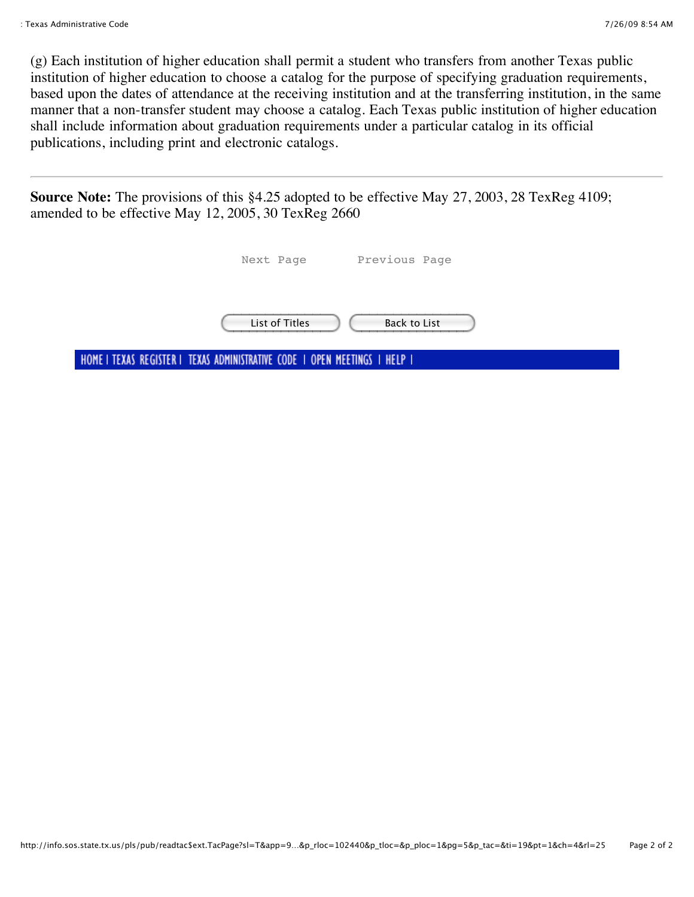(g) Each institution of higher education shall permit a student who transfers from another Texas public institution of higher education to choose a catalog for the purpose of specifying graduation requirements, based upon the dates of attendance at the receiving institution and at the transferring institution, in the same manner that a non-transfer student may choose a catalog. Each Texas public institution of higher education shall include information about graduation requirements under a particular catalog in its official publications, including print and electronic catalogs.

---

**Source Note:** The provisions of this §4.25 adopted to be effective May 27, 2003, 28 TexReg 4109; amended to be effective May 12, 2005, 30 TexReg 2660

Next Page     Previous Page

List of Titles     Back to List

HOME | TEXAS REGISTER | TEXAS ADMINISTRATIVE CODE | OPEN MEETINGS | HELP |